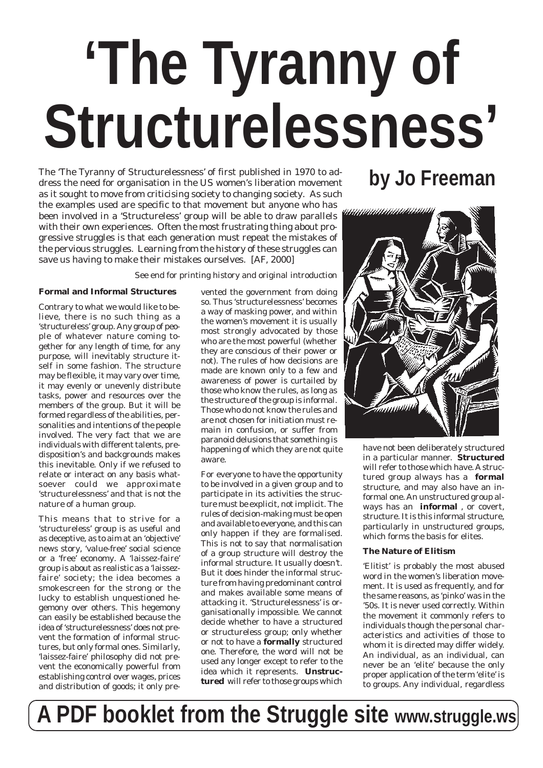# 'The Tyranny of Structurelessness'

## by Jo Freeman

The 'The Tyranny of Structurelessness' of first published in 1970 to address the need for organisation in the US women's liberation movement as it sought to move from criticising society to changing society. As such the examples used are specific to that movement but anyone who has been involved in a 'Structureless' group will be able to draw parallels with their own experiences. Often the most frustrating thing about progressive struggles is that each generation must repeat the mistakes of the pervious struggles. Learning from the history of these struggles can save us having to make their mistakes ourselves. [AF, 2000]

See end for printing history and original introduction

### Formal and Informal Structures

Contrary to what we would like to believe, there is no such thing as a 'structureless' group. Any group of people of whatever nature coming together for any length of time, for any purpose, will inevitably structure itself in some fashion. The structure may be flexible, it may vary over time, it may evenly or unevenly distribute tasks, power and resources over the members of the group. But it will be formed regardless of the abilities, personalities and intentions of the people involved. The very fact that we are individuals with different talents, predisposition's and backgrounds makes this inevitable. Only if we refused to relate or interact on any basis whatsoever could we approximate 'structurelessness' and that is not the nature of a human group.

This means that to strive for a 'structureless' group is as useful and as deceptive, as to aim at an 'objective' news story, 'value-free' social science or a 'free' economy. A 'laissez-faire' group is about as realistic as a 'laissez-faire' society; the idea becomes a smokescreen for the strong or the lucky to establish unquestioned hegemony over others. This hegemony can easily be established because the idea of 'structurelessness' does not prevent the formation of informal structures, but only formal ones. Similarly, 'laissez-faire' philosophy did not prevent the economically powerful from establishing control over wages, prices and distribution of goods; it only prevented the government from doing so. Thus 'structurelessness' becomes a way of masking power, and within the women's movement it is usually most strongly advocated by those who are the most powerful (whether they are conscious of their power or not). The rules of how decisions are made are known only to a few and awareness of power is curtailed by those who know the rules, as long as the structure of the group is informal. Those who do not know the rules and are not chosen for initiation must remain in confusion, or suffer from paranoid delusions that something is happening of which they are not quite aware.

For everyone to have the opportunity to be involved in a given group and to participate in its activities the structure must be explicit, not implicit. The rules of decision-making must be open and available to everyone, and this can only happen if they are formalised. This is not to say that normalisation of a group structure will destroy the informal structure. It usually doesn't. But it does hinder the informal structure from having predominant control and makes available some means of attacking it. 'Structurelessness' is organisationally impossible. We cannot decide whether to have a structured or structureless group; only whether or not to have a **formally** structured one. Therefore, the word will not be used any longer except to refer to the idea which it represents. **Unstructured** will refer to those groups which have not been deliberately structured in a particular manner. **Structured** will refer to those which have. A structured group always has a **formal** structure, and may also have an informal one. An unstructured group always has an **informal**, or covert, structure. It is this informal structure, particularly in unstructured groups, which forms the basis for elites.

### The Nature of Elitism

'Elitist' is probably the most abused word in the women's liberation movement. It is used as frequently, and for the same reasons, as 'pinko' was in the '50s. It is never used correctly. Within the movement it commonly refers to individuals though the personal characteristics and activities of those to whom it is directed may differ widely. An individual, as an individual, can never be an 'elite' because the only proper application of the term 'elite' is to groups. Any individual, regardless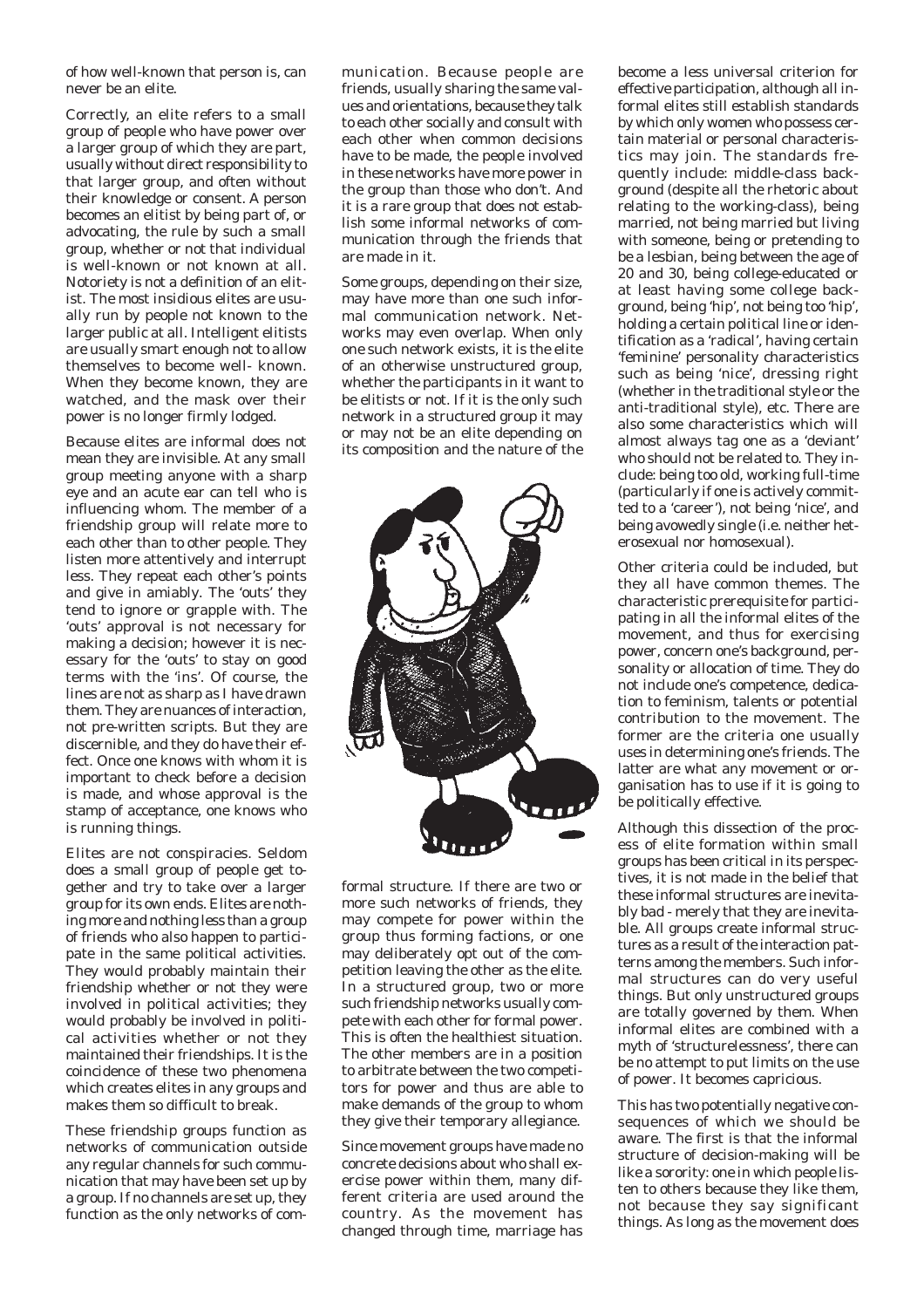of how well-known that person is, can never be an elite.

Correctly, an elite refers to a small group of people who have power over a larger group of which they are part, usually without direct responsibility to that larger group, and often without their knowledge or consent. A person becomes an elitist by being part of, or advocating, the rule by such a small group, whether or not that individual is well-known or not known at all. Notoriety is not a definition of an elitist. The most insidious elites are usually run by people not known to the larger public at all. Intelligent elitists are usually smart enough not to allow themselves to become well- known. When they become known, they are watched, and the mask over their power is no longer firmly lodged.

Because elites are informal does not mean they are invisible. At any small group meeting anyone with a sharp eye and an acute ear can tell who is influencing whom. The member of a friendship group will relate more to each other than to other people. They listen more attentively and interrupt less. They repeat each other's points and give in amiably. The 'outs' they tend to ignore or grapple with. The 'outs' approval is not necessary for making a decision; however it is necessary for the 'outs' to stay on good terms with the 'ins'. Of course, the lines are not as sharp as I have drawn them. They are nuances of interaction, not pre-written scripts. But they are discernible, and they do have their effect. Once one knows with whom it is important to check before a decision is made, and whose approval is the stamp of acceptance, one knows who is running things.

Elites are not conspiracies. Seldom does a small group of people get together and try to take over a larger group for its own ends. Elites are nothing more and nothing less than a group of friends who also happen to participate in the same political activities. They would probably maintain their friendship whether or not they were involved in political activities; they would probably be involved in political activities whether or not they maintained their friendships. It is the coincidence of these two phenomena which creates elites in any groups and makes them so difficult to break.

These friendship groups function as networks of communication outside any regular channels for such communication that may have been set up by a group. If no channels are set up, they function as the only networks of communication. Because people are friends, usually sharing the same values and orientations, because they talk to each other socially and consult with each other when common decisions have to be made, the people involved in these networks have more power in the group than those who don't. And it is a rare group that does not establish some informal networks of communication through the friends that are made in it.

Some groups, depending on their size, may have more than one such informal communication network. Networks may even overlap. When only one such network exists, it is the elite of an otherwise unstructured group, whether the participants in it want to be elitists or not. If it is the only such network in a structured group it may or may not be an elite depending on its composition and the nature of the formal structure. If there are two or more such networks of friends, they may compete for power within the group thus forming factions, or one may deliberately opt out of the competition leaving the other as the elite. In a structured group, two or more such friendship networks usually compete with each other for formal power. This is often the healthiest situation. The other members are in a position to arbitrate between the two competitors for power and thus are able to make demands of the group to whom they give their temporary allegiance.

Since movement groups have made no concrete decisions about who shall exercise power within them, many different criteria are used around the country. As the movement has changed through time, marriage has become a less universal criterion for effective participation, although all informal elites still establish standards by which only women who possess certain material or personal characteristics may join. The standards frequently include: middle-class background (despite all the rhetoric about relating to the working-class), being married, not being married but living with someone, being or pretending to be a lesbian, being between the age of 20 and 30, being college-educated or at least having some college background, being 'hip', not being too 'hip', holding a certain political line or identification as a 'radical', having certain 'feminine' personality characteristics such as being 'nice', dressing right (whether in the traditional style or the anti-traditional style), etc. There are also some characteristics which will almost always tag one as a 'deviant' who should not be related to. They include: being too old, working full-time (particularly if one is actively committed to a 'career'), not being 'nice', and being avowedly single (i.e. neither heterosexual nor homosexual).

Other criteria could be included, but they all have common themes. The characteristic prerequisite for participating in all the informal elites of the movement, and thus for exercising power, concern one's background, personality or allocation of time. They do not include one's competence, dedication to feminism, talents or potential contribution to the movement. The former are the criteria one usually uses in determining one's friends. The latter are what any movement or organisation has to use if it is going to be politically effective.

Although this dissection of the process of elite formation within small groups has been critical in its perspectives, it is not made in the belief that these informal structures are inevitably bad - merely that they are inevitable. All groups create informal structures as a result of the interaction patterns among the members. Such informal structures can do very useful things. But only unstructured groups are totally governed by them. When informal elites are combined with a myth of 'structurelessness', there can be no attempt to put limits on the use of power. It becomes capricious.

This has two potentially negative consequences of which we should be aware. The first is that the informal structure of decision-making will be like a sorority: one in which people listen to others because they like them, not because they say significant things. As long as the movement does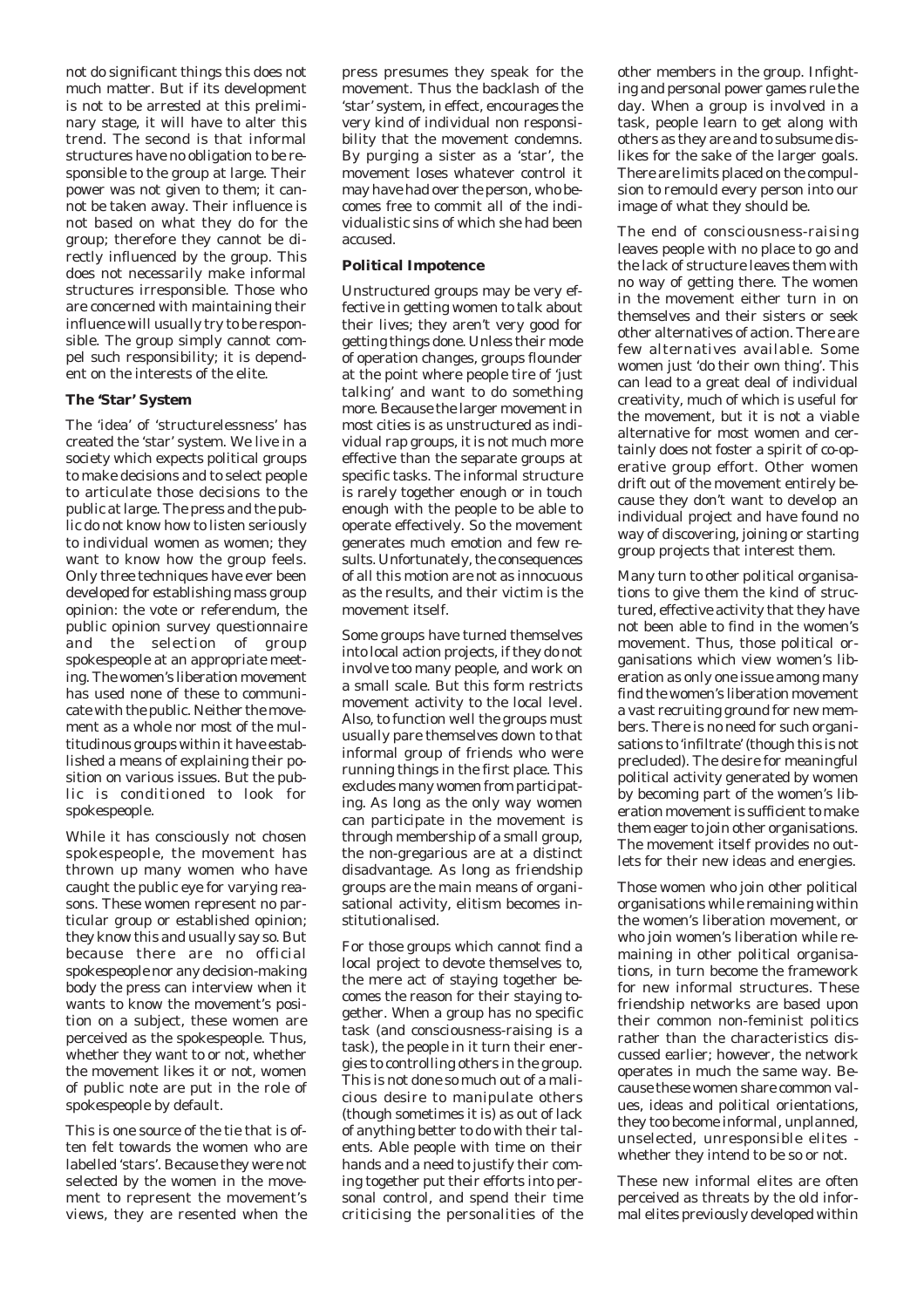not do significant things this does not much matter. But if its development is not to be arrested at this preliminary stage, it will have to alter this trend. The second is that informal structures have no obligation to be responsible to the group at large. Their power was not given to them; it cannot be taken away. Their influence is not based on what they do for the group; therefore they cannot be directly influenced by the group. This does not necessarily make informal structures irresponsible. Those who are concerned with maintaining their influence will usually try to be responsible. The group simply cannot compel such responsibility; it is dependent on the interests of the elite.

### The 'Star' System

The 'idea' of 'structurelessness' has created the 'star' system. We live in a society which expects political groups to make decisions and to select people to articulate those decisions to the public at large. The press and the public do not know how to listen seriously to individual women as women; they want to know how the group feels. Only three techniques have ever been developed for establishing mass group opinion: the vote or referendum, the public opinion survey questionnaire and the selection of group spokespeople at an appropriate meeting. The women's liberation movement has used none of these to communicate with the public. Neither the movement as a whole nor most of the multitudinous groups within it have established a means of explaining their position on various issues. But the public is conditioned to look for spokespeople.

While it has consciously not chosen spokespeople, the movement has thrown up many women who have caught the public eye for varying reasons. These women represent no particular group or established opinion; they know this and usually say so. But because there are no official spokespeople nor any decision-making body the press can interview when it wants to know the movement's position on a subject, these women are perceived as the spokespeople. Thus, whether they want to or not, whether the movement likes it or not, women of public note are put in the role of spokespeople by default.

This is one source of the tie that is often felt towards the women who are labelled 'stars'. Because they were not selected by the women in the movement to represent the movement's views, they are resented when the press presumes they speak for the movement. Thus the backlash of the 'star' system, in effect, encourages the very kind of individual non responsibility that the movement condemns. By purging a sister as a 'star', the movement loses whatever control it may have had over the person, who becomes free to commit all of the individualistic sins of which she had been accused.

### Political Impotence

Unstructured groups may be very effective in getting women to talk about their lives; they aren't very good for getting things done. Unless their mode of operation changes, groups flounder at the point where people tire of 'just talking' and want to do something more. Because the larger movement in most cities is as unstructured as individual rap groups, it is not much more effective than the separate groups at specific tasks. The informal structure is rarely together enough or in touch enough with the people to be able to operate effectively. So the movement generates much emotion and few results. Unfortunately, the consequences of all this motion are not as innocuous as the results, and their victim is the movement itself.

Some groups have turned themselves into local action projects, if they do not involve too many people, and work on a small scale. But this form restricts movement activity to the local level. Also, to function well the groups must usually pare themselves down to that informal group of friends who were running things in the first place. This excludes many women from participating. As long as the only way women can participate in the movement is through membership of a small group, the non-gregarious are at a distinct disadvantage. As long as friendship groups are the main means of organisational activity, elitism becomes institutionalised.

For those groups which cannot find a local project to devote themselves to, the mere act of staying together becomes the reason for their staying together. When a group has no specific task (and consciousness-raising is a task), the people in it turn their energies to controlling others in the group. This is not done so much out of a malicious desire to manipulate others (though sometimes it is) as out of lack of anything better to do with their talents. Able people with time on their hands and a need to justify their coming together put their efforts into personal control, and spend their time criticising the personalities of the other members in the group. Infighting and personal power games rule the day. When a group is involved in a task, people learn to get along with others as they are and to subsume dislikes for the sake of the larger goals. There are limits placed on the compulsion to remould every person into our image of what they should be.

The end of consciousness-raising leaves people with no place to go and the lack of structure leaves them with no way of getting there. The women in the movement either turn in on themselves and their sisters or seek other alternatives of action. There are few alternatives available. Some women just 'do their own thing'. This can lead to a great deal of individual creativity, much of which is useful for the movement, but it is not a viable alternative for most women and certainly does not foster a spirit of co-operative group effort. Other women drift out of the movement entirely because they don't want to develop an individual project and have found no way of discovering, joining or starting group projects that interest them.

Many turn to other political organisations to give them the kind of structured, effective activity that they have not been able to find in the women's movement. Thus, those political organisations which view women's liberation as only one issue among many find the women's liberation movement a vast recruiting ground for new members. There is no need for such organisations to 'infiltrate' (though this is not precluded). The desire for meaningful political activity generated by women by becoming part of the women's liberation movement is sufficient to make them eager to join other organisations. The movement itself provides no outlets for their new ideas and energies.

Those women who join other political organisations while remaining within the women's liberation movement, or who join women's liberation while remaining in other political organisations, in turn become the framework for new informal structures. These friendship networks are based upon their common non-feminist politics rather than the characteristics discussed earlier; however, the network operates in much the same way. Because these women share common values, ideas and political orientations, they too become informal, unplanned, unselected, unresponsible elites - whether they intend to be so or not.

These new informal elites are often perceived as threats by the old informal elites previously developed within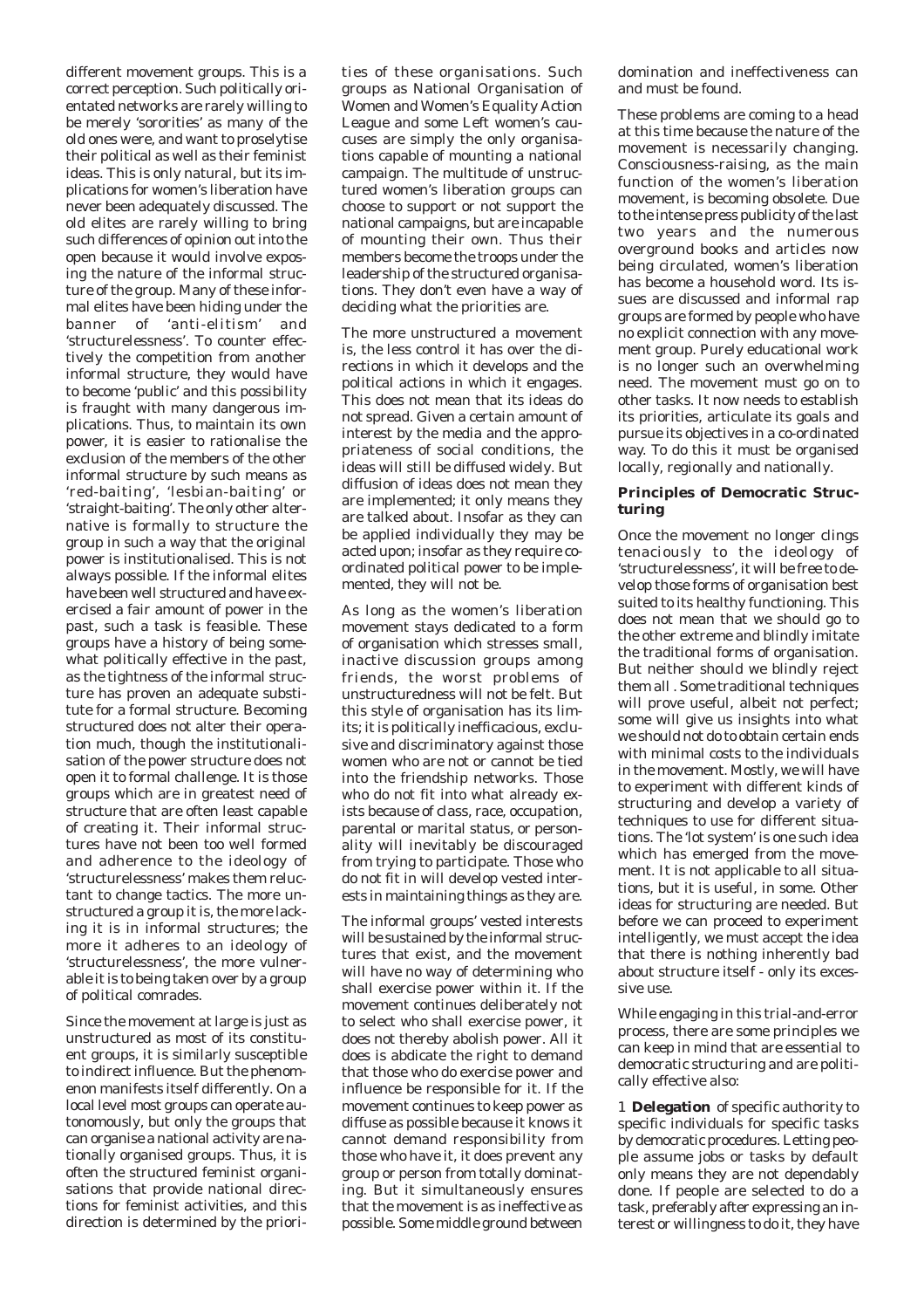different movement groups. This is a correct perception. Such politically orientated networks are rarely willing to be merely 'sororities' as many of the old ones were, and want to proselytise their political as well as their feminist ideas. This is only natural, but its implications for women's liberation have never been adequately discussed. The old elites are rarely willing to bring such differences of opinion out into the open because it would involve exposing the nature of the informal structure of the group. Many of these informal elites have been hiding under the banner of 'anti-elitism' and 'structurelessness'. To counter effectively the competition from another informal structure, they would have to become 'public' and this possibility is fraught with many dangerous implications. Thus, to maintain its own power, it is easier to rationalise the exclusion of the members of the other informal structure by such means as 'red-baiting', 'lesbian-baiting' or 'straight-baiting'. The only other alternative is formally to structure the group in such a way that the original power is institutionalised. This is not always possible. If the informal elites have been well structured and have exercised a fair amount of power in the past, such a task is feasible. These groups have a history of being somewhat politically effective in the past, as the tightness of the informal structure has proven an adequate substitute for a formal structure. Becoming structured does not alter their operation much, though the institutionalisation of the power structure does not open it to formal challenge. It is those groups which are in greatest need of structure that are often least capable of creating it. Their informal structures have not been too well formed and adherence to the ideology of 'structurelessness' makes them reluctant to change tactics. The more unstructured a group it is, the more lacking it is in informal structures; the more it adheres to an ideology of 'structurelessness', the more vulnerable it is to being taken over by a group of political comrades.

Since the movement at large is just as unstructured as most of its constituent groups, it is similarly susceptible to indirect influence. But the phenomenon manifests itself differently. On a local level most groups can operate autonomously, but only the groups that can organise a national activity are nationally organised groups. Thus, it is often the structured feminist organisations that provide national directions for feminist activities, and this direction is determined by the priorities of these organisations. Such groups as National Organisation of Women and Women's Equality Action League and some Left women's caucuses are simply the only organisations capable of mounting a national campaign. The multitude of unstructured women's liberation groups can choose to support or not support the national campaigns, but are incapable of mounting their own. Thus their members become the troops under the leadership of the structured organisations. They don't even have a way of deciding what the priorities are.

The more unstructured a movement is, the less control it has over the directions in which it develops and the political actions in which it engages. This does not mean that its ideas do not spread. Given a certain amount of interest by the media and the appropriateness of social conditions, the ideas will still be diffused widely. But diffusion of ideas does not mean they are implemented; it only means they are talked about. Insofar as they can be applied individually they may be acted upon; insofar as they require co-ordinated political power to be implemented, they will not be.

As long as the women's liberation movement stays dedicated to a form of organisation which stresses small, inactive discussion groups among friends, the worst problems of unstructuredness will not be felt. But this style of organisation has its limits; it is politically inefficacious, exclusive and discriminatory against those women who are not or cannot be tied into the friendship networks. Those who do not fit into what already exists because of class, race, occupation, parental or marital status, or personality will inevitably be discouraged from trying to participate. Those who do not fit in will develop vested interests in maintaining things as they are.

The informal groups' vested interests will be sustained by the informal structures that exist, and the movement will have no way of determining who shall exercise power within it. If the movement continues deliberately not to select who shall exercise power, it does not thereby abolish power. All it does is abdicate the right to demand that those who do exercise power and influence be responsible for it. If the movement continues to keep power as diffuse as possible because it knows it cannot demand responsibility from those who have it, it does prevent any group or person from totally dominating. But it simultaneously ensures that the movement is as ineffective as possible. Some middle ground between domination and ineffectiveness can and must be found.

These problems are coming to a head at this time because the nature of the movement is necessarily changing. Consciousness-raising, as the main function of the women's liberation movement, is becoming obsolete. Due to the intense press publicity of the last two years and the numerous overground books and articles now being circulated, women's liberation has become a household word. Its issues are discussed and informal rap groups are formed by people who have no explicit connection with any movement group. Purely educational work is no longer such an overwhelming need. The movement must go on to other tasks. It now needs to establish its priorities, articulate its goals and pursue its objectives in a co-ordinated way. To do this it must be organised locally, regionally and nationally.

### Principles of Democratic Structuring

Once the movement no longer clings tenaciously to the ideology of 'structurelessness', it will be free to develop those forms of organisation best suited to its healthy functioning. This does not mean that we should go to the other extreme and blindly imitate the traditional forms of organisation. But neither should we blindly reject them all . Some traditional techniques will prove useful, albeit not perfect; some will give us insights into what we should not do to obtain certain ends with minimal costs to the individuals in the movement. Mostly, we will have to experiment with different kinds of structuring and develop a variety of techniques to use for different situations. The 'lot system' is one such idea which has emerged from the movement. It is not applicable to all situations, but it is useful, in some. Other ideas for structuring are needed. But before we can proceed to experiment intelligently, we must accept the idea that there is nothing inherently bad about structure itself - only its excessive use.

While engaging in this trial-and-error process, there are some principles we can keep in mind that are essential to democratic structuring and are politically effective also:

1 **Delegation** of specific authority to specific individuals for specific tasks by democratic procedures. Letting people assume jobs or tasks by default only means they are not dependably done. If people are selected to do a task, preferably after expressing an interest or willingness to do it, they have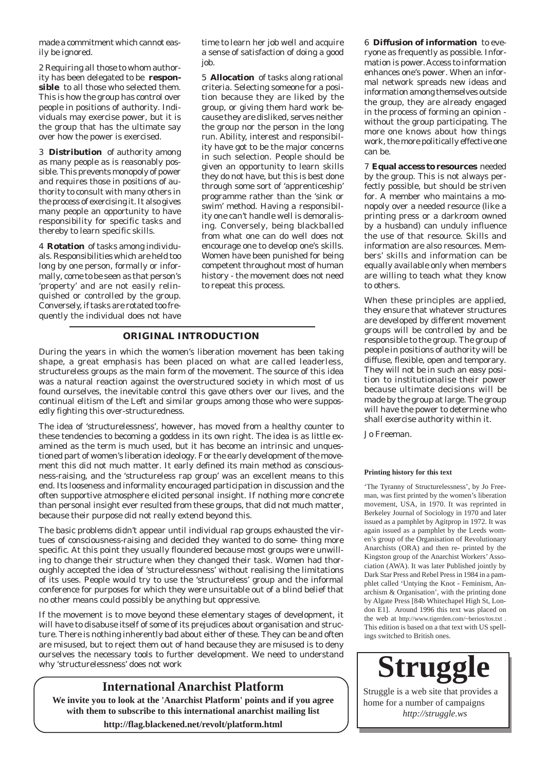made a commitment which cannot easily be ignored.

2 Requiring all those to whom authority has been delegated to be **responsible** to all those who selected them. This is how the group has control over people in positions of authority. Individuals may exercise power, but it is the group that has the ultimate say over how the power is exercised.

3 **Distribution** of authority among as many people as is reasonably possible. This prevents monopoly of power and requires those in positions of authority to consult with many others in the process of exercising it. It also gives many people an opportunity to have responsibility for specific tasks and thereby to learn specific skills.

4 **Rotation** of tasks among individuals. Responsibilities which are held too long by one person, formally or informally, come to be seen as that person's 'property' and are not easily relinquished or controlled by the group. Conversely, if tasks are rotated too frequently the individual does not have time to learn her job well and acquire a sense of satisfaction of doing a good job.

5 **Allocation** of tasks along rational criteria. Selecting someone for a position because they are liked by the group, or giving them hard work because they are disliked, serves neither the group nor the person in the long run. Ability, interest and responsibility have got to be the major concerns in such selection. People should be given an opportunity to learn skills they do not have, but this is best done through some sort of 'apprenticeship' programme rather than the 'sink or swim' method. Having a responsibility one can't handle well is demoralising. Conversely, being blackballed from what one can do well does not encourage one to develop one's skills. Women have been punished for being competent throughout most of human history - the movement does not need to repeat this process.

6 **Diffusion of information** to everyone as frequently as possible. Information is power. Access to information enhances one's power. When an informal network spreads new ideas and information among themselves outside the group, they are already engaged in the process of forming an opinion - without the group participating. The more one knows about how things work, the more politically effective one can be.

7 **Equal access to resources** needed by the group. This is not always perfectly possible, but should be striven for. A member who maintains a monopoly over a needed resource (like a printing press or a darkroom owned by a husband) can unduly influence the use of that resource. Skills and information are also resources. Members' skills and information can be equally available only when members are willing to teach what they know to others.

When these principles are applied, they ensure that whatever structures are developed by different movement groups will be controlled by and be responsible to the group. The group of people in positions of authority will be diffuse, flexible, open and temporary. They will not be in such an easy position to institutionalise their power because ultimate decisions will be made by the group at large. The group will have the power to determine who shall exercise authority within it.

Jo Freeman.

## ORIGINAL INTRODUCTION

During the years in which the women's liberation movement has been taking shape, a great emphasis has been placed on what are called leaderless, structureless groups as the main form of the movement. The source of this idea was a natural reaction against the overstructured society in which most of us found ourselves, the inevitable control this gave others over our lives, and the continual elitism of the Left and similar groups among those who were supposedly fighting this over-structuredness.

The idea of 'structurelessness', however, has moved from a healthy counter to these tendencies to becoming a goddess in its own right. The idea is as little examined as the term is much used, but it has become an intrinsic and unquestioned part of women's liberation ideology. For the early development of the movement this did not much matter. It early defined its main method as consciousness-raising, and the 'structureless rap group' was an excellent means to this end. Its looseness and informality encouraged participation in discussion and the often supportive atmosphere elicited personal insight. If nothing more concrete than personal insight ever resulted from these groups, that did not much matter, because their purpose did not really extend beyond this.

The basic problems didn't appear until individual rap groups exhausted the virtues of consciousness-raising and decided they wanted to do some- thing more specific. At this point they usually floundered because most groups were unwilling to change their structure when they changed their task. Women had thoroughly accepted the idea of 'structurelessness' without realising the limitations of its uses. People would try to use the 'structureless' group and the informal conference for purposes for which they were unsuitable out of a blind belief that no other means could possibly be anything but oppressive.

If the movement is to move beyond these elementary stages of development, it will have to disabuse itself of some of its prejudices about organisation and structure. There is nothing inherently bad about either of these. They can be and often are misused, but to reject them out of hand because they are misused is to deny ourselves the necessary tools to further development. We need to understand why 'structurelessness' does not work

**Printing history for this text**

'The Tyranny of Structurelessness', by Jo Freeman, was first printed by the women's liberation movement, USA, in 1970. It was reprinted in Berkeley Journal of Sociology in 1970 and later issued as a pamphlet by Agitprop in 1972. It was again issued as a pamphlet by the Leeds women's group of the Organisation of Revolutionary Anarchists (ORA) and then re- printed by the Kingston group of the Anarchist Workers' Association (AWA). It was later Published jointly by Dark Star Press and Rebel Press in 1984 in a pamphlet called 'Untying the Knot - Feminism, Anarchism & Organisation', with the printing done by Algate Press [84b Whitechapel High St, London E1]. Around 1996 this text was placed on the web at http://www.tigerden.com/~berios/tos.txt . This edition is based on a that text with US spellings switched to British ones.

## International Anarchist Platform

**We invite you to look at the 'Anarchist Platform' points and if you agree with them to subscribe to this international anarchist mailing list**

**http://flag.blackened.net/revolt/platform.html**

# Struggle

Struggle is a web site that provides a home for a number of campaigns

*http://struggle.ws*